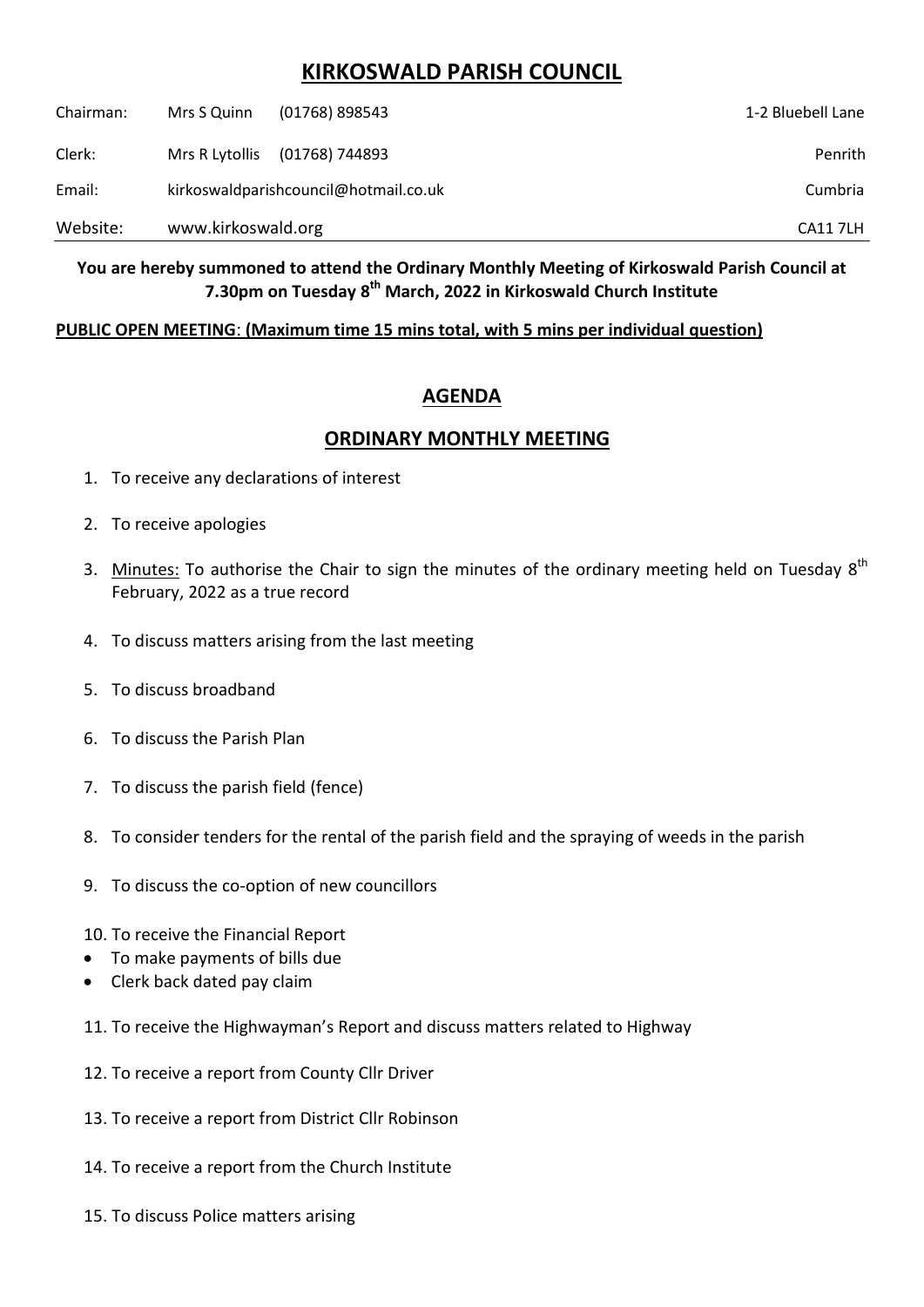# KIRKOSWALD PARISH COUNCIL

| | | | |
|---|---|---|---|
| Chairman: | Mrs S Quinn | (01768) 898543 | 1-2 Bluebell Lane |
| Clerk: | Mrs R Lytollis | (01768) 744893 | Penrith |
| Email: | kirkoswaldparishcouncil@hotmail.co.uk | | Cumbria |
| Website: | www.kirkoswald.org | | CA11 7LH |

**You are hereby summoned to attend the Ordinary Monthly Meeting of Kirkoswald Parish Council at 7.30pm on Tuesday 8th March, 2022 in Kirkoswald Church Institute**

**PUBLIC OPEN MEETING: (Maximum time 15 mins total, with 5 mins per individual question)**

## AGENDA

## ORDINARY MONTHLY MEETING

1. To receive any declarations of interest
2. To receive apologies
3. Minutes: To authorise the Chair to sign the minutes of the ordinary meeting held on Tuesday 8th February, 2022 as a true record
4. To discuss matters arising from the last meeting
5. To discuss broadband
6. To discuss the Parish Plan
7. To discuss the parish field (fence)
8. To consider tenders for the rental of the parish field and the spraying of weeds in the parish
9. To discuss the co-option of new councillors
10. To receive the Financial Report
    - To make payments of bills due
    - Clerk back dated pay claim
11. To receive the Highwayman's Report and discuss matters related to Highway
12. To receive a report from County Cllr Driver
13. To receive a report from District Cllr Robinson
14. To receive a report from the Church Institute
15. To discuss Police matters arising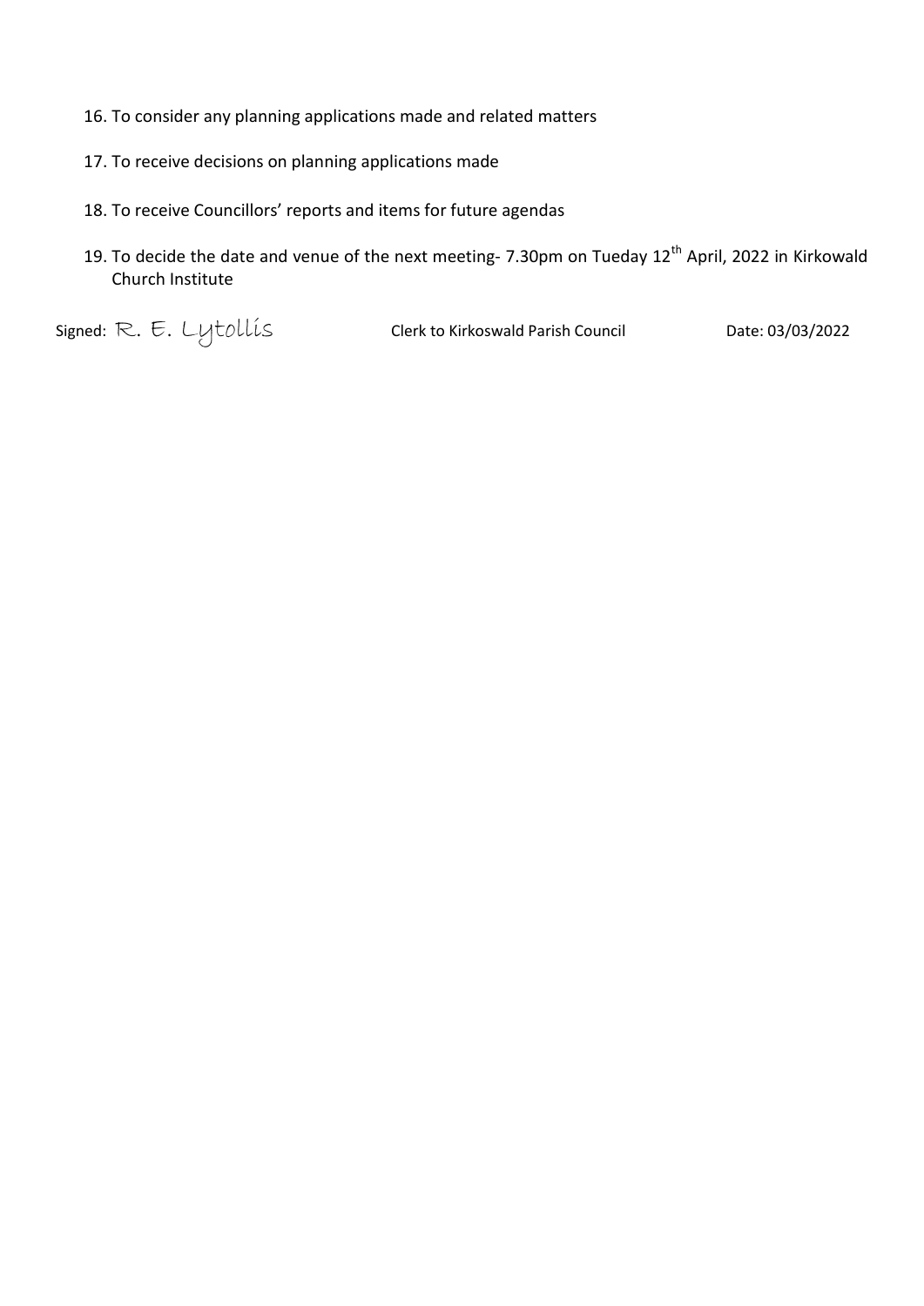16. To consider any planning applications made and related matters

17. To receive decisions on planning applications made

18. To receive Councillors' reports and items for future agendas

19. To decide the date and venue of the next meeting- 7.30pm on Tueday 12th April, 2022 in Kirkowald Church Institute

Signed: R. E. Lytollis   Clerk to Kirkoswald Parish Council   Date: 03/03/2022